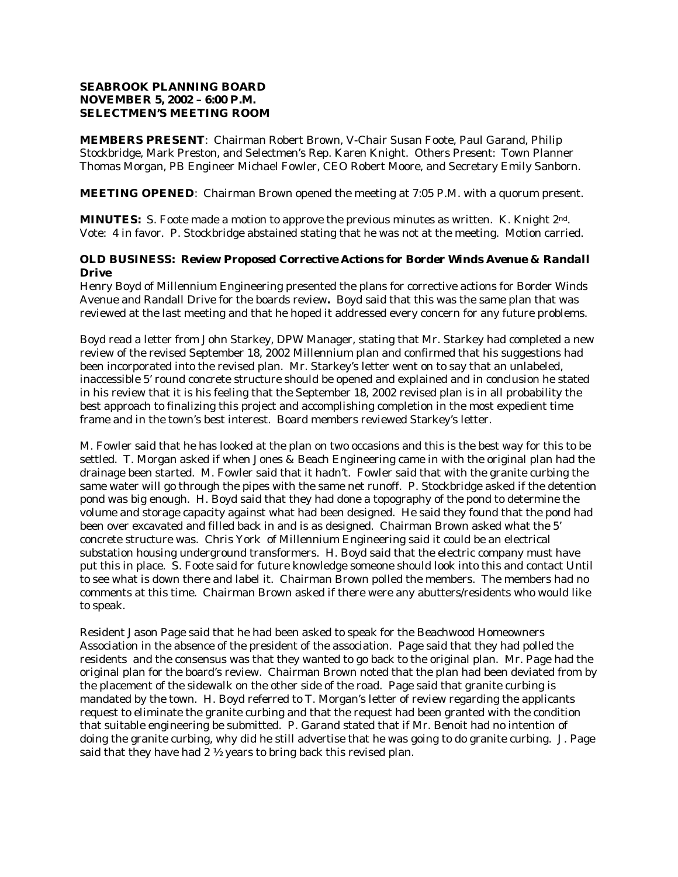**SEABROOK PLANNING BOARD**
**NOVEMBER 5, 2002 – 6:00 P.M.**
**SELECTMEN'S MEETING ROOM**

**MEMBERS PRESENT**: Chairman Robert Brown, V-Chair Susan Foote, Paul Garand, Philip Stockbridge, Mark Preston, and Selectmen's Rep. Karen Knight. Others Present: Town Planner Thomas Morgan, PB Engineer Michael Fowler, CEO Robert Moore, and Secretary Emily Sanborn.

**MEETING OPENED**: Chairman Brown opened the meeting at 7:05 P.M. with a quorum present.

**MINUTES:** S. Foote made a motion to approve the previous minutes as written. K. Knight 2nd. Vote: 4 in favor. P. Stockbridge abstained stating that he was not at the meeting. Motion carried.

**OLD BUSINESS: *Review Proposed Corrective Actions for Border Winds Avenue & Randall Drive***

Henry Boyd of Millennium Engineering presented the plans for corrective actions for Border Winds Avenue and Randall Drive for the boards review**.** Boyd said that this was the same plan that was reviewed at the last meeting and that he hoped it addressed every concern for any future problems.

Boyd read a letter from John Starkey, DPW Manager, stating that Mr. Starkey had completed a new review of the revised September 18, 2002 Millennium plan and confirmed that his suggestions had been incorporated into the revised plan. Mr. Starkey's letter went on to say that an unlabeled, inaccessible 5' round concrete structure should be opened and explained and in conclusion he stated in his review that it is his feeling that the September 18, 2002 revised plan is in all probability the best approach to finalizing this project and accomplishing completion in the most expedient time frame and in the town's best interest. Board members reviewed Starkey's letter.

M. Fowler said that he has looked at the plan on two occasions and this is the best way for this to be settled. T. Morgan asked if when Jones & Beach Engineering came in with the original plan had the drainage been started. M. Fowler said that it hadn't. Fowler said that with the granite curbing the same water will go through the pipes with the same net runoff. P. Stockbridge asked if the detention pond was big enough. H. Boyd said that they had done a topography of the pond to determine the volume and storage capacity against what had been designed. He said they found that the pond had been over excavated and filled back in and is as designed. Chairman Brown asked what the 5' concrete structure was. Chris York of Millennium Engineering said it could be an electrical substation housing underground transformers. H. Boyd said that the electric company must have put this in place. S. Foote said for future knowledge someone should look into this and contact Until to see what is down there and label it. Chairman Brown polled the members. The members had no comments at this time. Chairman Brown asked if there were any abutters/residents who would like to speak.

Resident Jason Page said that he had been asked to speak for the Beachwood Homeowners Association in the absence of the president of the association. Page said that they had polled the residents and the consensus was that they wanted to go back to the original plan. Mr. Page had the original plan for the board's review. Chairman Brown noted that the plan had been deviated from by the placement of the sidewalk on the other side of the road. Page said that granite curbing is mandated by the town. H. Boyd referred to T. Morgan's letter of review regarding the applicants request to eliminate the granite curbing and that the request had been granted with the condition that suitable engineering be submitted. P. Garand stated that if Mr. Benoit had no intention of doing the granite curbing, why did he still advertise that he was going to do granite curbing. J. Page said that they have had 2 ½ years to bring back this revised plan.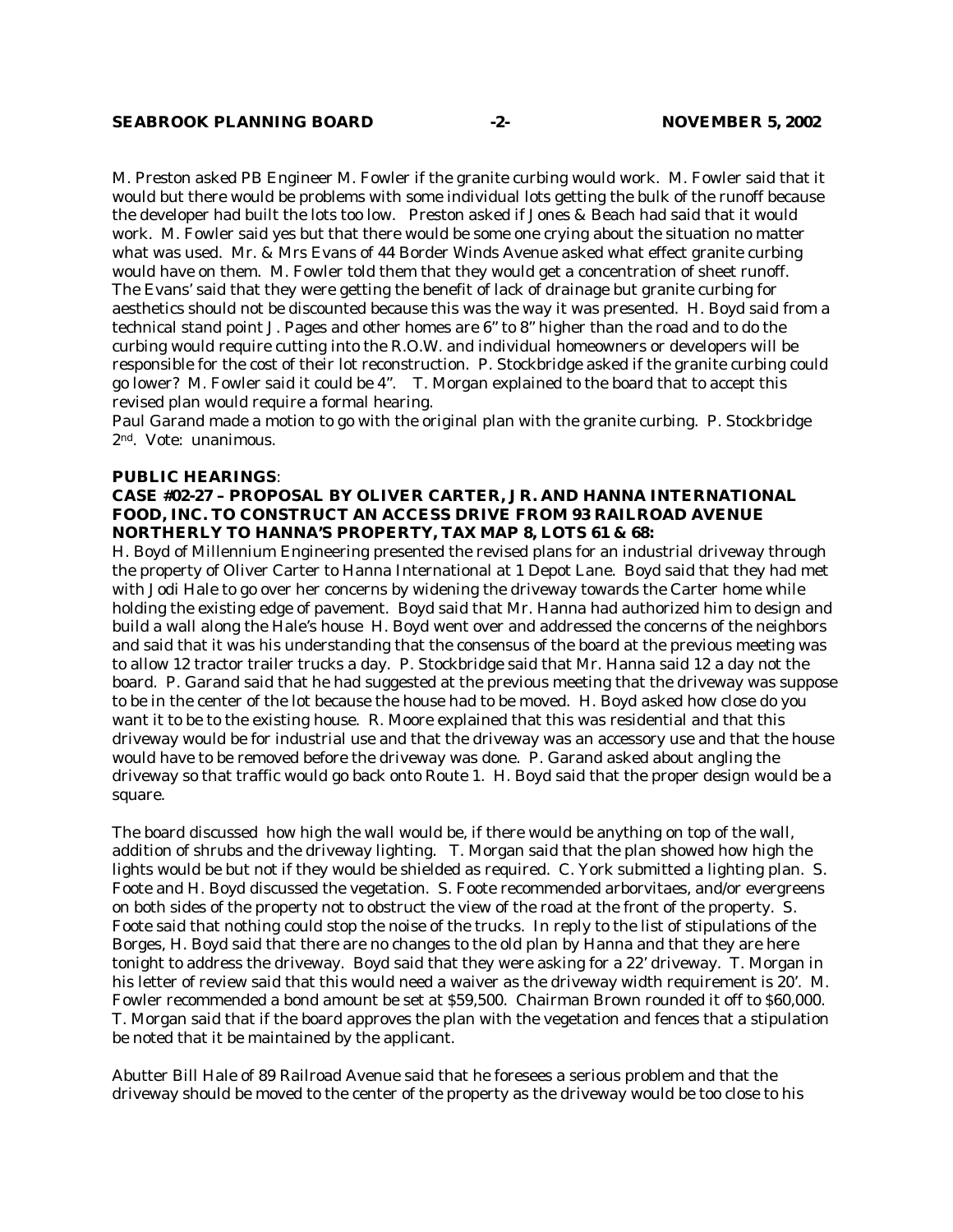M. Preston asked PB Engineer M. Fowler if the granite curbing would work. M. Fowler said that it would but there would be problems with some individual lots getting the bulk of the runoff because the developer had built the lots too low. Preston asked if Jones & Beach had said that it would work. M. Fowler said yes but that there would be some one crying about the situation no matter what was used. Mr. & Mrs Evans of 44 Border Winds Avenue asked what effect granite curbing would have on them. M. Fowler told them that they would get a concentration of sheet runoff. The Evans' said that they were getting the benefit of lack of drainage but granite curbing for aesthetics should not be discounted because this was the way it was presented. H. Boyd said from a technical stand point J. Pages and other homes are 6" to 8" higher than the road and to do the curbing would require cutting into the R.O.W. and individual homeowners or developers will be responsible for the cost of their lot reconstruction. P. Stockbridge asked if the granite curbing could go lower? M. Fowler said it could be 4". T. Morgan explained to the board that to accept this revised plan would require a formal hearing.
Paul Garand made a motion to go with the original plan with the granite curbing. P. Stockbridge 2nd. Vote: unanimous.

**PUBLIC HEARINGS**:

**CASE #02-27 – PROPOSAL BY OLIVER CARTER, JR. AND HANNA INTERNATIONAL FOOD, INC. TO CONSTRUCT AN ACCESS DRIVE FROM 93 RAILROAD AVENUE NORTHERLY TO HANNA'S PROPERTY, TAX MAP 8, LOTS 61 & 68:**

H. Boyd of Millennium Engineering presented the revised plans for an industrial driveway through the property of Oliver Carter to Hanna International at 1 Depot Lane. Boyd said that they had met with Jodi Hale to go over her concerns by widening the driveway towards the Carter home while holding the existing edge of pavement. Boyd said that Mr. Hanna had authorized him to design and build a wall along the Hale's house H. Boyd went over and addressed the concerns of the neighbors and said that it was his understanding that the consensus of the board at the previous meeting was to allow 12 tractor trailer trucks a day. P. Stockbridge said that Mr. Hanna said 12 a day not the board. P. Garand said that he had suggested at the previous meeting that the driveway was suppose to be in the center of the lot because the house had to be moved. H. Boyd asked how close do you want it to be to the existing house. R. Moore explained that this was residential and that this driveway would be for industrial use and that the driveway was an accessory use and that the house would have to be removed before the driveway was done. P. Garand asked about angling the driveway so that traffic would go back onto Route 1. H. Boyd said that the proper design would be a square.

The board discussed how high the wall would be, if there would be anything on top of the wall, addition of shrubs and the driveway lighting. T. Morgan said that the plan showed how high the lights would be but not if they would be shielded as required. C. York submitted a lighting plan. S. Foote and H. Boyd discussed the vegetation. S. Foote recommended arborvitaes, and/or evergreens on both sides of the property not to obstruct the view of the road at the front of the property. S. Foote said that nothing could stop the noise of the trucks. In reply to the list of stipulations of the Borges, H. Boyd said that there are no changes to the old plan by Hanna and that they are here tonight to address the driveway. Boyd said that they were asking for a 22' driveway. T. Morgan in his letter of review said that this would need a waiver as the driveway width requirement is 20'. M. Fowler recommended a bond amount be set at $59,500. Chairman Brown rounded it off to $60,000. T. Morgan said that if the board approves the plan with the vegetation and fences that a stipulation be noted that it be maintained by the applicant.

Abutter Bill Hale of 89 Railroad Avenue said that he foresees a serious problem and that the driveway should be moved to the center of the property as the driveway would be too close to his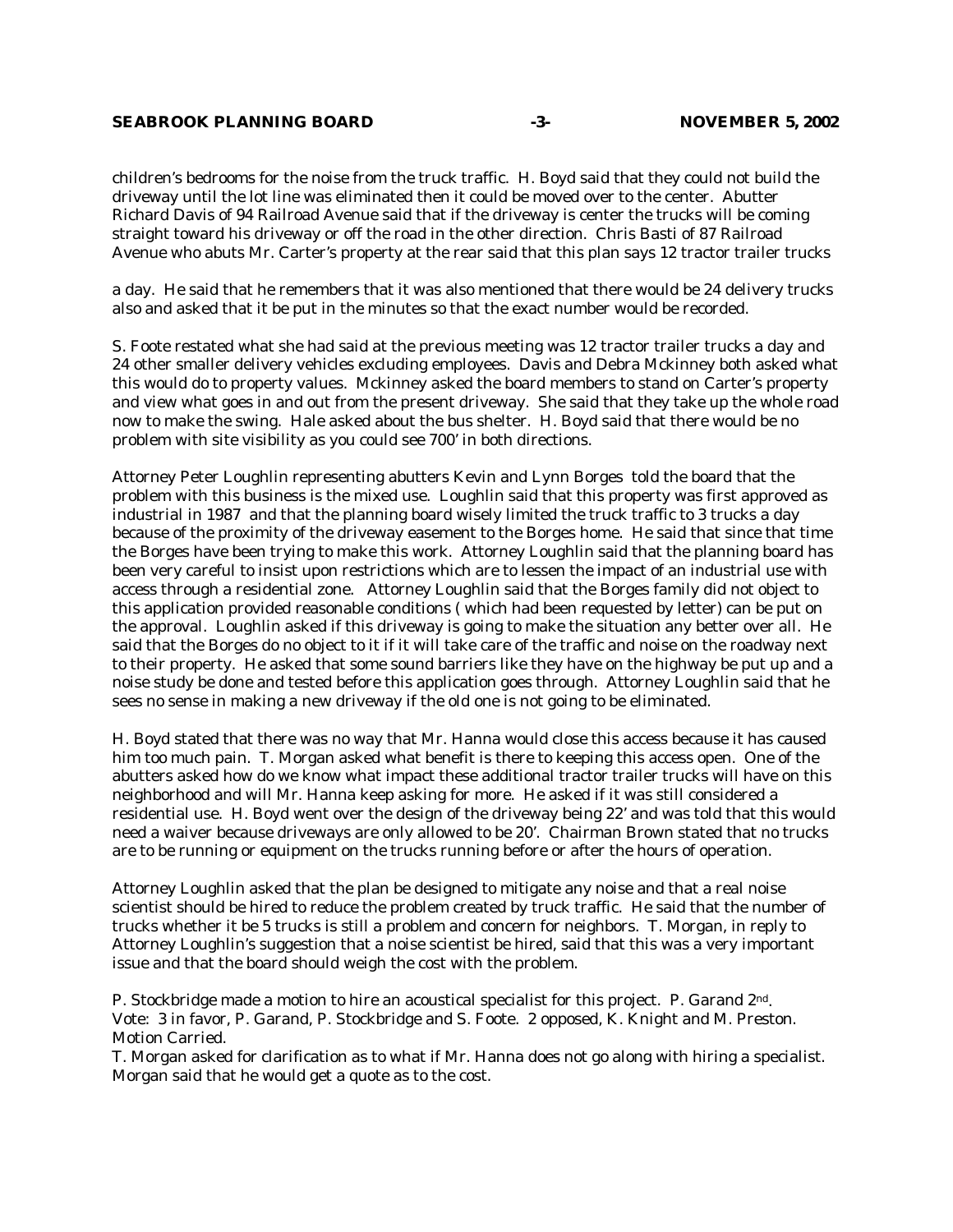children's bedrooms for the noise from the truck traffic. H. Boyd said that they could not build the driveway until the lot line was eliminated then it could be moved over to the center. Abutter Richard Davis of 94 Railroad Avenue said that if the driveway is center the trucks will be coming straight toward his driveway or off the road in the other direction. Chris Basti of 87 Railroad Avenue who abuts Mr. Carter's property at the rear said that this plan says 12 tractor trailer trucks

a day. He said that he remembers that it was also mentioned that there would be 24 delivery trucks also and asked that it be put in the minutes so that the exact number would be recorded.

S. Foote restated what she had said at the previous meeting was 12 tractor trailer trucks a day and 24 other smaller delivery vehicles excluding employees. Davis and Debra Mckinney both asked what this would do to property values. Mckinney asked the board members to stand on Carter's property and view what goes in and out from the present driveway. She said that they take up the whole road now to make the swing. Hale asked about the bus shelter. H. Boyd said that there would be no problem with site visibility as you could see 700' in both directions.

Attorney Peter Loughlin representing abutters Kevin and Lynn Borges told the board that the problem with this business is the mixed use. Loughlin said that this property was first approved as industrial in 1987 and that the planning board wisely limited the truck traffic to 3 trucks a day because of the proximity of the driveway easement to the Borges home. He said that since that time the Borges have been trying to make this work. Attorney Loughlin said that the planning board has been very careful to insist upon restrictions which are to lessen the impact of an industrial use with access through a residential zone. Attorney Loughlin said that the Borges family did not object to this application provided reasonable conditions ( which had been requested by letter) can be put on the approval. Loughlin asked if this driveway is going to make the situation any better over all. He said that the Borges do no object to it if it will take care of the traffic and noise on the roadway next to their property. He asked that some sound barriers like they have on the highway be put up and a noise study be done and tested before this application goes through. Attorney Loughlin said that he sees no sense in making a new driveway if the old one is not going to be eliminated.

H. Boyd stated that there was no way that Mr. Hanna would close this access because it has caused him too much pain. T. Morgan asked what benefit is there to keeping this access open. One of the abutters asked how do we know what impact these additional tractor trailer trucks will have on this neighborhood and will Mr. Hanna keep asking for more. He asked if it was still considered a residential use. H. Boyd went over the design of the driveway being 22' and was told that this would need a waiver because driveways are only allowed to be 20'. Chairman Brown stated that no trucks are to be running or equipment on the trucks running before or after the hours of operation.

Attorney Loughlin asked that the plan be designed to mitigate any noise and that a real noise scientist should be hired to reduce the problem created by truck traffic. He said that the number of trucks whether it be 5 trucks is still a problem and concern for neighbors. T. Morgan, in reply to Attorney Loughlin's suggestion that a noise scientist be hired, said that this was a very important issue and that the board should weigh the cost with the problem.

P. Stockbridge made a motion to hire an acoustical specialist for this project. P. Garand 2nd. Vote: 3 in favor, P. Garand, P. Stockbridge and S. Foote. 2 opposed, K. Knight and M. Preston. Motion Carried.
T. Morgan asked for clarification as to what if Mr. Hanna does not go along with hiring a specialist. Morgan said that he would get a quote as to the cost.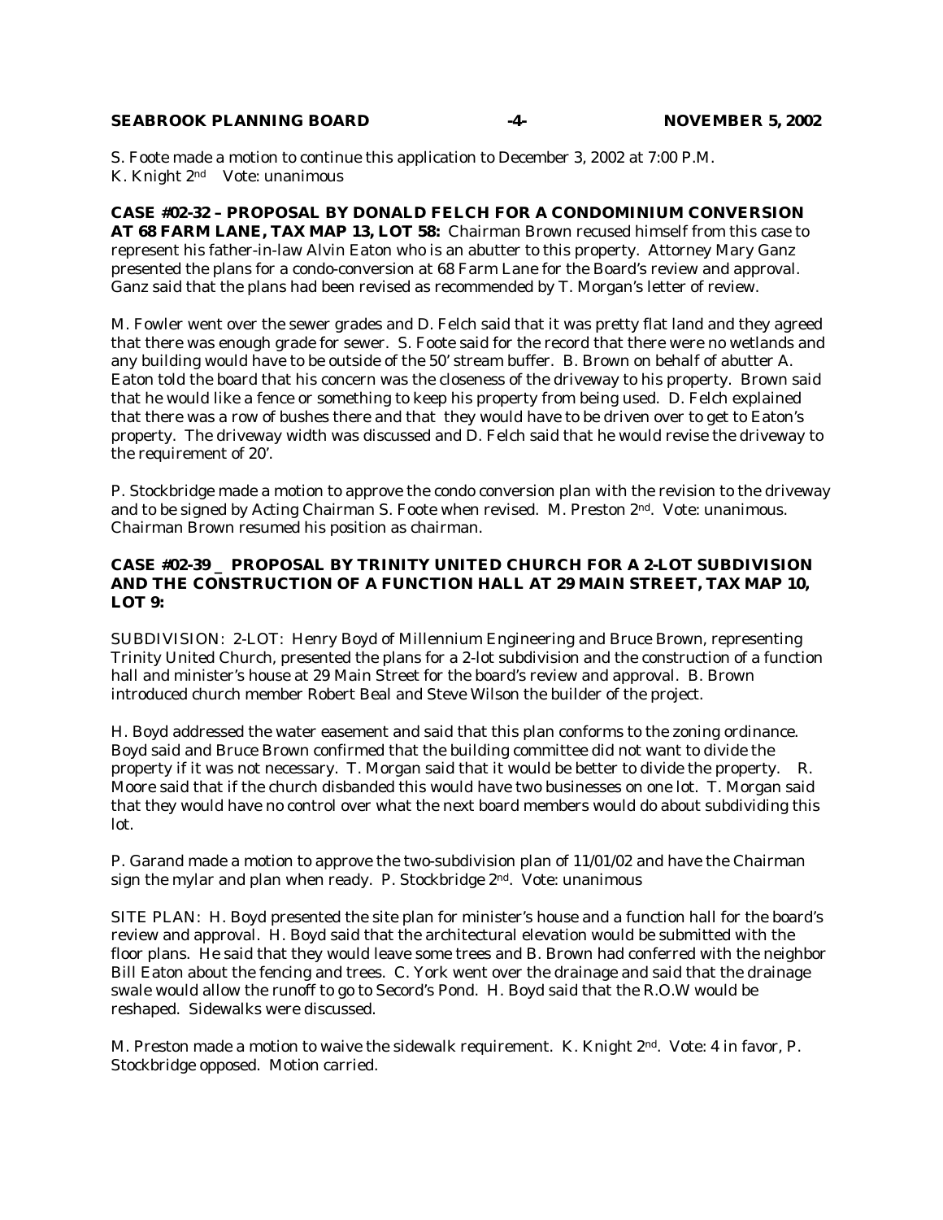S. Foote made a motion to continue this application to December 3, 2002 at 7:00 P.M.
K. Knight 2nd Vote: unanimous

**CASE #02-32 – PROPOSAL BY DONALD FELCH FOR A CONDOMINIUM CONVERSION AT 68 FARM LANE, TAX MAP 13, LOT 58:** Chairman Brown recused himself from this case to represent his father-in-law Alvin Eaton who is an abutter to this property. Attorney Mary Ganz presented the plans for a condo-conversion at 68 Farm Lane for the Board's review and approval. Ganz said that the plans had been revised as recommended by T. Morgan's letter of review.

M. Fowler went over the sewer grades and D. Felch said that it was pretty flat land and they agreed that there was enough grade for sewer. S. Foote said for the record that there were no wetlands and any building would have to be outside of the 50' stream buffer. B. Brown on behalf of abutter A. Eaton told the board that his concern was the closeness of the driveway to his property. Brown said that he would like a fence or something to keep his property from being used. D. Felch explained that there was a row of bushes there and that they would have to be driven over to get to Eaton's property. The driveway width was discussed and D. Felch said that he would revise the driveway to the requirement of 20'.

P. Stockbridge made a motion to approve the condo conversion plan with the revision to the driveway and to be signed by Acting Chairman S. Foote when revised. M. Preston 2nd. Vote: unanimous. Chairman Brown resumed his position as chairman.

**CASE #02-39 _ PROPOSAL BY TRINITY UNITED CHURCH FOR A 2-LOT SUBDIVISION AND THE CONSTRUCTION OF A FUNCTION HALL AT 29 MAIN STREET, TAX MAP 10, LOT 9:**

SUBDIVISION: 2-LOT: Henry Boyd of Millennium Engineering and Bruce Brown, representing Trinity United Church, presented the plans for a 2-lot subdivision and the construction of a function hall and minister's house at 29 Main Street for the board's review and approval. B. Brown introduced church member Robert Beal and Steve Wilson the builder of the project.

H. Boyd addressed the water easement and said that this plan conforms to the zoning ordinance. Boyd said and Bruce Brown confirmed that the building committee did not want to divide the property if it was not necessary. T. Morgan said that it would be better to divide the property. R. Moore said that if the church disbanded this would have two businesses on one lot. T. Morgan said that they would have no control over what the next board members would do about subdividing this lot.

P. Garand made a motion to approve the two-subdivision plan of 11/01/02 and have the Chairman sign the mylar and plan when ready. P. Stockbridge 2nd. Vote: unanimous

SITE PLAN: H. Boyd presented the site plan for minister's house and a function hall for the board's review and approval. H. Boyd said that the architectural elevation would be submitted with the floor plans. He said that they would leave some trees and B. Brown had conferred with the neighbor Bill Eaton about the fencing and trees. C. York went over the drainage and said that the drainage swale would allow the runoff to go to Secord's Pond. H. Boyd said that the R.O.W would be reshaped. Sidewalks were discussed.

M. Preston made a motion to waive the sidewalk requirement. K. Knight 2nd. Vote: 4 in favor, P. Stockbridge opposed. Motion carried.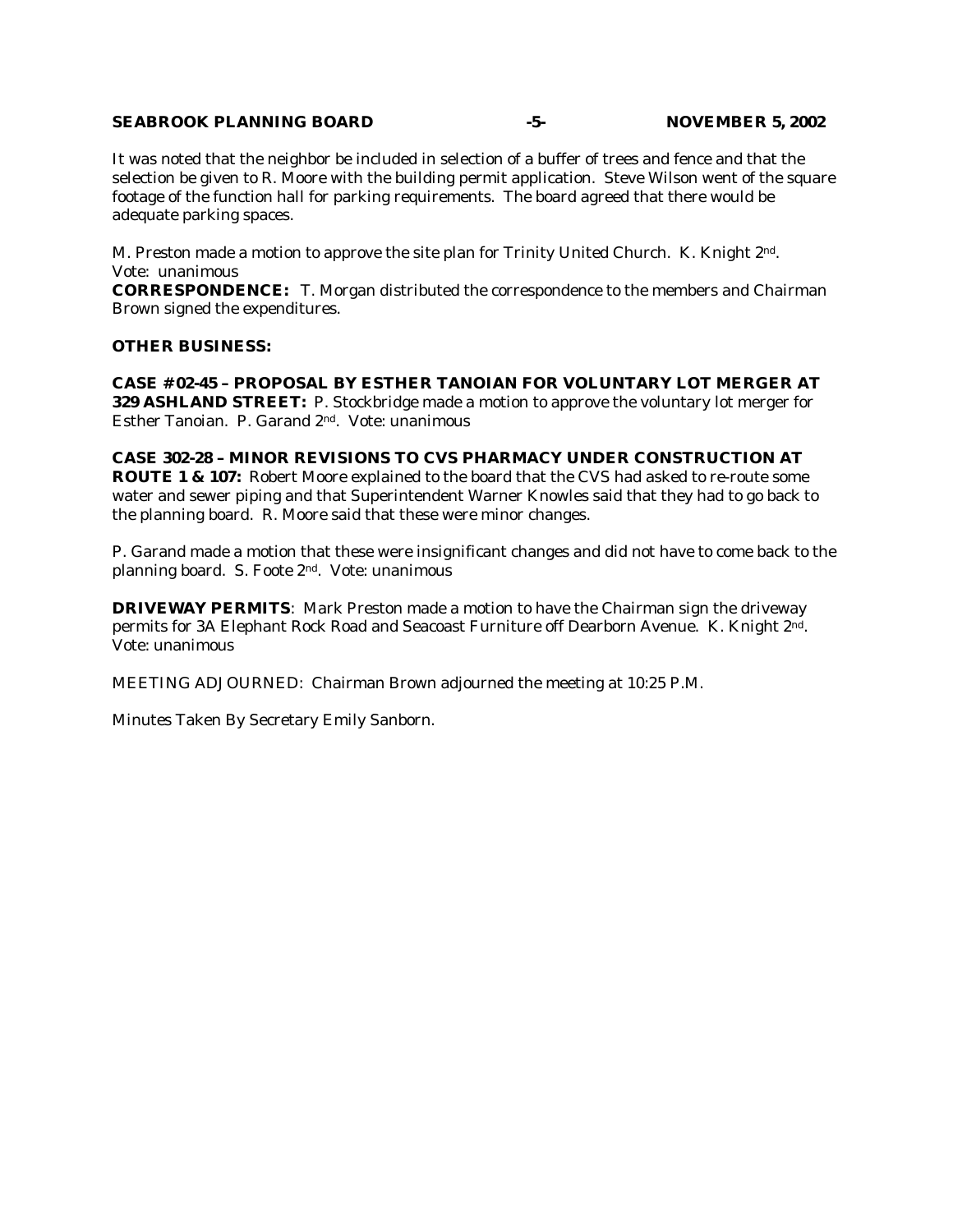It was noted that the neighbor be included in selection of a buffer of trees and fence and that the selection be given to R. Moore with the building permit application. Steve Wilson went of the square footage of the function hall for parking requirements. The board agreed that there would be adequate parking spaces.

M. Preston made a motion to approve the site plan for Trinity United Church. K. Knight 2nd.
Vote: unanimous

**CORRESPONDENCE:** T. Morgan distributed the correspondence to the members and Chairman Brown signed the expenditures.

**OTHER BUSINESS:**

**CASE #02-45 – PROPOSAL BY ESTHER TANOIAN FOR VOLUNTARY LOT MERGER AT 329 ASHLAND STREET:** P. Stockbridge made a motion to approve the voluntary lot merger for Esther Tanoian. P. Garand 2nd. Vote: unanimous

**CASE 302-28 – MINOR REVISIONS TO CVS PHARMACY UNDER CONSTRUCTION AT ROUTE 1 & 107:** Robert Moore explained to the board that the CVS had asked to re-route some water and sewer piping and that Superintendent Warner Knowles said that they had to go back to the planning board. R. Moore said that these were minor changes.

P. Garand made a motion that these were insignificant changes and did not have to come back to the planning board. S. Foote 2nd. Vote: unanimous

**DRIVEWAY PERMITS**: Mark Preston made a motion to have the Chairman sign the driveway permits for 3A Elephant Rock Road and Seacoast Furniture off Dearborn Avenue. K. Knight 2nd. Vote: unanimous

MEETING ADJOURNED: Chairman Brown adjourned the meeting at 10:25 P.M.

Minutes Taken By Secretary Emily Sanborn.